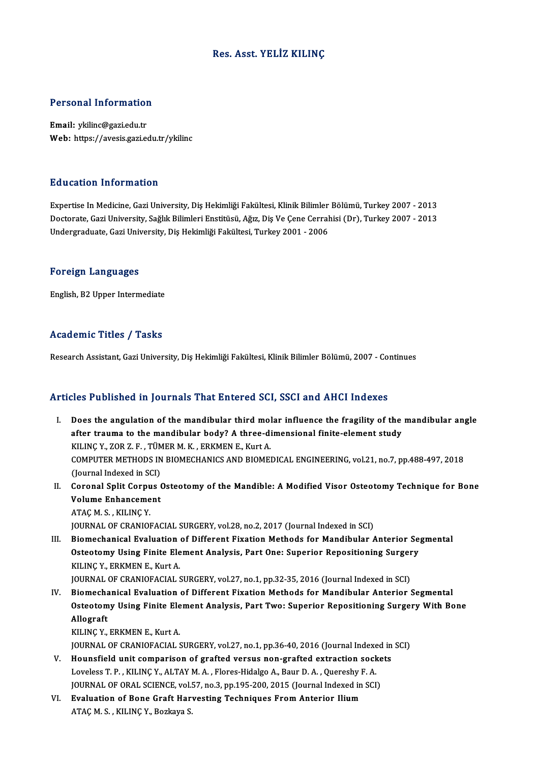# Res. Asst. YELİZ KILINÇ

## Personal Information

**Email:** ykilinc@gazi.edu.tr
**Web:** https://avesis.gazi.edu.tr/ykilinc

## Education Information

Expertise In Medicine, Gazi University, Diş Hekimliği Fakültesi, Klinik Bilimler Bölümü, Turkey 2007 - 2013
Doctorate, Gazi University, Sağlık Bilimleri Enstitüsü, Ağız, Diş Ve Çene Cerrahisi (Dr), Turkey 2007 - 2013
Undergraduate, Gazi University, Diş Hekimliği Fakültesi, Turkey 2001 - 2006

## Foreign Languages

English, B2 Upper Intermediate

## Academic Titles / Tasks

Research Assistant, Gazi University, Diş Hekimliği Fakültesi, Klinik Bilimler Bölümü, 2007 - Continues

## Articles Published in Journals That Entered SCI, SSCI and AHCI Indexes

I. **Does the angulation of the mandibular third molar influence the fragility of the mandibular angle after trauma to the mandibular body? A three-dimensional finite-element study**
KILINÇ Y., ZOR Z. F. , TÜMER M. K. , ERKMEN E., Kurt A.
COMPUTER METHODS IN BIOMECHANICS AND BIOMEDICAL ENGINEERING, vol.21, no.7, pp.488-497, 2018 (Journal Indexed in SCI)

II. **Coronal Split Corpus Osteotomy of the Mandible: A Modified Visor Osteotomy Technique for Bone Volume Enhancement**
ATAÇ M. S. , KILINÇ Y.
JOURNAL OF CRANIOFACIAL SURGERY, vol.28, no.2, 2017 (Journal Indexed in SCI)

III. **Biomechanical Evaluation of Different Fixation Methods for Mandibular Anterior Segmental Osteotomy Using Finite Element Analysis, Part One: Superior Repositioning Surgery**
KILINÇ Y., ERKMEN E., Kurt A.
JOURNAL OF CRANIOFACIAL SURGERY, vol.27, no.1, pp.32-35, 2016 (Journal Indexed in SCI)

IV. **Biomechanical Evaluation of Different Fixation Methods for Mandibular Anterior Segmental Osteotomy Using Finite Element Analysis, Part Two: Superior Repositioning Surgery With Bone Allograft**
KILINÇ Y., ERKMEN E., Kurt A.
JOURNAL OF CRANIOFACIAL SURGERY, vol.27, no.1, pp.36-40, 2016 (Journal Indexed in SCI)

V. **Hounsfield unit comparison of grafted versus non-grafted extraction sockets**
Loveless T. P. , KILINÇ Y., ALTAY M. A. , Flores-Hidalgo A., Baur D. A. , Quereshy F. A.
JOURNAL OF ORAL SCIENCE, vol.57, no.3, pp.195-200, 2015 (Journal Indexed in SCI)

VI. **Evaluation of Bone Graft Harvesting Techniques From Anterior Ilium**
ATAÇ M. S. , KILINÇ Y., Bozkaya S.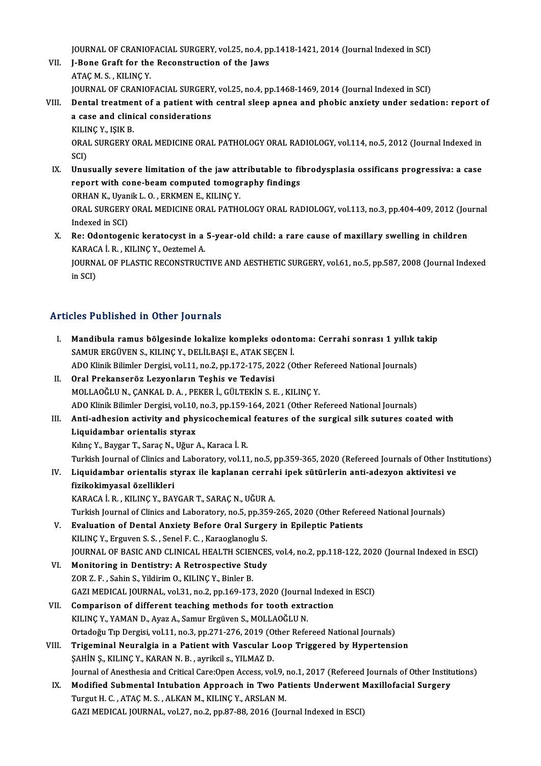JOURNAL OF CRANIOFACIAL SURGERY, vol.25, no.4, pp.1418-1421, 2014 (Journal Indexed in SCI)

VII. **J-Bone Graft for the Reconstruction of the Jaws**
ATAÇ M. S. , KILINÇ Y.
JOURNAL OF CRANIOFACIAL SURGERY, vol.25, no.4, pp.1468-1469, 2014 (Journal Indexed in SCI)

VIII. **Dental treatment of a patient with central sleep apnea and phobic anxiety under sedation: report of a case and clinical considerations**
KILINÇ Y., IŞIK B.
ORAL SURGERY ORAL MEDICINE ORAL PATHOLOGY ORAL RADIOLOGY, vol.114, no.5, 2012 (Journal Indexed in SCI)

IX. **Unusually severe limitation of the jaw attributable to fibrodysplasia ossificans progressiva: a case report with cone-beam computed tomography findings**
ORHAN K., Uyanik L. O. , ERKMEN E., KILINÇ Y.
ORAL SURGERY ORAL MEDICINE ORAL PATHOLOGY ORAL RADIOLOGY, vol.113, no.3, pp.404-409, 2012 (Journal Indexed in SCI)

X. **Re: Odontogenic keratocyst in a 5-year-old child: a rare cause of maxillary swelling in children**
KARACA İ. R. , KILINÇ Y., Oeztemel A.
JOURNAL OF PLASTIC RECONSTRUCTIVE AND AESTHETIC SURGERY, vol.61, no.5, pp.587, 2008 (Journal Indexed in SCI)

## Articles Published in Other Journals

I. **Mandibula ramus bölgesinde lokalize kompleks odontoma: Cerrahi sonrası 1 yıllık takip**
SAMUR ERGÜVEN S., KILINÇ Y., DELİLBAŞI E., ATAK SEÇEN İ.
ADO Klinik Bilimler Dergisi, vol.11, no.2, pp.172-175, 2022 (Other Refereed National Journals)

II. **Oral Prekanseröz Lezyonların Teşhis ve Tedavisi**
MOLLAOĞLU N., ÇANKAL D. A. , PEKER İ., GÜLTEKİN S. E. , KILINÇ Y.
ADO Klinik Bilimler Dergisi, vol.10, no.3, pp.159-164, 2021 (Other Refereed National Journals)

III. **Anti-adhesion activity and physicochemical features of the surgical silk sutures coated with Liquidambar orientalis styrax**
Kılınç Y., Baygar T., Saraç N., Uğur A., Karaca İ. R.
Turkish Journal of Clinics and Laboratory, vol.11, no.5, pp.359-365, 2020 (Refereed Journals of Other Institutions)

IV. **Liquidambar orientalis styrax ile kaplanan cerrahi ipek sütürlerin anti-adezyon aktivitesi ve fizikokimyasal özellikleri**
KARACA İ. R. , KILINÇ Y., BAYGAR T., SARAÇ N., UĞUR A.
Turkish Journal of Clinics and Laboratory, no.5, pp.359-265, 2020 (Other Refereed National Journals)

V. **Evaluation of Dental Anxiety Before Oral Surgery in Epileptic Patients**
KILINÇ Y., Erguven S. S. , Senel F. C. , Karaoglanoglu S.
JOURNAL OF BASIC AND CLINICAL HEALTH SCIENCES, vol.4, no.2, pp.118-122, 2020 (Journal Indexed in ESCI)

VI. **Monitoring in Dentistry: A Retrospective Study**
ZOR Z. F. , Sahin S., Yildirim O., KILINÇ Y., Binler B.
GAZI MEDICAL JOURNAL, vol.31, no.2, pp.169-173, 2020 (Journal Indexed in ESCI)

VII. **Comparison of different teaching methods for tooth extraction**
KILINÇ Y., YAMAN D., Ayaz A., Samur Ergüven S., MOLLAOĞLU N.
Ortadoğu Tıp Dergisi, vol.11, no.3, pp.271-276, 2019 (Other Refereed National Journals)

VIII. **Trigeminal Neuralgia in a Patient with Vascular Loop Triggered by Hypertension**
ŞAHİN Ş., KILINÇ Y., KARAN N. B. , ayrikcil s., YILMAZ D.
Journal of Anesthesia and Critical Care:Open Access, vol.9, no.1, 2017 (Refereed Journals of Other Institutions)

IX. **Modified Submental Intubation Approach in Two Patients Underwent Maxillofacial Surgery**
Turgut H. C. , ATAÇ M. S. , ALKAN M., KILINÇ Y., ARSLAN M.
GAZI MEDICAL JOURNAL, vol.27, no.2, pp.87-88, 2016 (Journal Indexed in ESCI)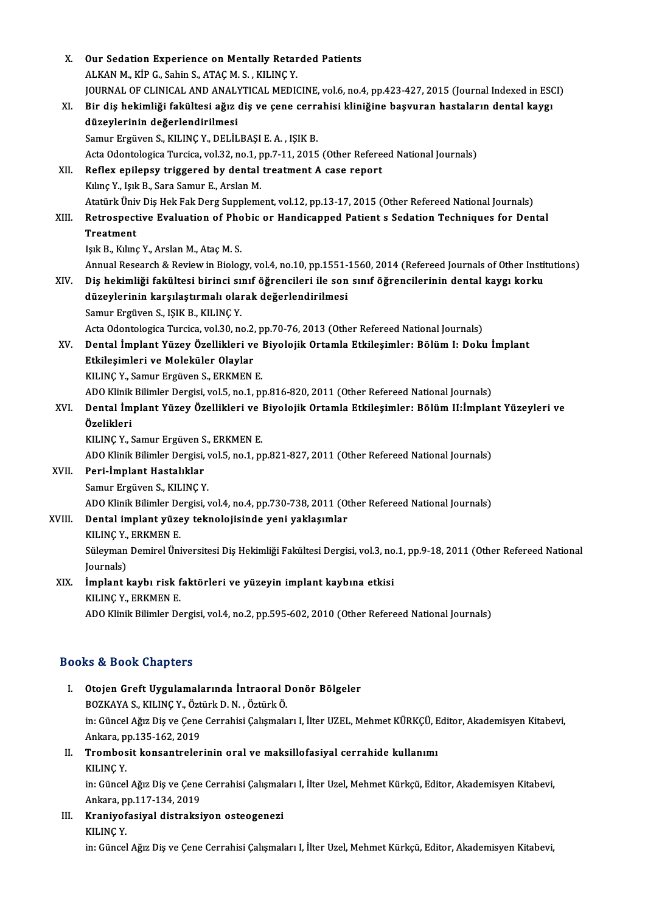X. **Our Sedation Experience on Mentally Retarded Patients**
ALKAN M., KİP G., Sahin S., ATAÇ M. S. , KILINÇ Y.
JOURNAL OF CLINICAL AND ANALYTICAL MEDICINE, vol.6, no.4, pp.423-427, 2015 (Journal Indexed in ESCI)

XI. **Bir diş hekimliği fakültesi ağız diş ve çene cerrahisi kliniğine başvuran hastaların dental kaygı düzeylerinin değerlendirilmesi**
Samur Ergüven S., KILINÇ Y., DELİLBAŞI E. A. , IŞIK B.
Acta Odontologica Turcica, vol.32, no.1, pp.7-11, 2015 (Other Refereed National Journals)

XII. **Reflex epilepsy triggered by dental treatment A case report**
Kılınç Y., Işık B., Sara Samur E., Arslan M.
Atatürk Üniv Diş Hek Fak Derg Supplement, vol.12, pp.13-17, 2015 (Other Refereed National Journals)

XIII. **Retrospective Evaluation of Phobic or Handicapped Patient s Sedation Techniques for Dental Treatment**
Işık B., Kılınç Y., Arslan M., Ataç M. S.
Annual Research & Review in Biology, vol.4, no.10, pp.1551-1560, 2014 (Refereed Journals of Other Institutions)

XIV. **Diş hekimliği fakültesi birinci sınıf öğrencileri ile son sınıf öğrencilerinin dental kaygı korku düzeylerinin karşılaştırmalı olarak değerlendirilmesi**
Samur Ergüven S., IŞIK B., KILINÇ Y.
Acta Odontologica Turcica, vol.30, no.2, pp.70-76, 2013 (Other Refereed National Journals)

XV. **Dental İmplant Yüzey Özellikleri ve Biyolojik Ortamla Etkileşimler: Bölüm I: Doku İmplant Etkileşimleri ve Moleküler Olaylar**
KILINÇ Y., Samur Ergüven S., ERKMEN E.
ADO Klinik Bilimler Dergisi, vol.5, no.1, pp.816-820, 2011 (Other Refereed National Journals)

XVI. **Dental İmplant Yüzey Özellikleri ve Biyolojik Ortamla Etkileşimler: Bölüm II:İmplant Yüzeyleri ve Özelikleri**
KILINÇ Y., Samur Ergüven S., ERKMEN E.
ADO Klinik Bilimler Dergisi, vol.5, no.1, pp.821-827, 2011 (Other Refereed National Journals)

XVII. **Peri-İmplant Hastalıklar**
Samur Ergüven S., KILINÇ Y.
ADO Klinik Bilimler Dergisi, vol.4, no.4, pp.730-738, 2011 (Other Refereed National Journals)

XVIII. **Dental implant yüzey teknolojisinde yeni yaklaşımlar**
KILINÇ Y., ERKMEN E.
Süleyman Demirel Üniversitesi Diş Hekimliği Fakültesi Dergisi, vol.3, no.1, pp.9-18, 2011 (Other Refereed National Journals)

XIX. **İmplant kaybı risk faktörleri ve yüzeyin implant kaybına etkisi**
KILINÇ Y., ERKMEN E.
ADO Klinik Bilimler Dergisi, vol.4, no.2, pp.595-602, 2010 (Other Refereed National Journals)

## Books & Book Chapters

I. **Otojen Greft Uygulamalarında İntraoral Donör Bölgeler**
BOZKAYA S., KILINÇ Y., Öztürk D. N. , Öztürk Ö.
in: Güncel Ağız Diş ve Çene Cerrahisi Çalışmaları I, İlter UZEL, Mehmet KÜRKÇÜ, Editor, Akademisyen Kitabevi, Ankara, pp.135-162, 2019

II. **Trombosit konsantrelerinin oral ve maksillofasiyal cerrahide kullanımı**
KILINÇ Y.
in: Güncel Ağız Diş ve Çene Cerrahisi Çalışmaları I, İlter Uzel, Mehmet Kürkçü, Editor, Akademisyen Kitabevi, Ankara, pp.117-134, 2019

III. **Kraniyofasiyal distraksiyon osteogenezi**
KILINÇ Y.
in: Güncel Ağız Diş ve Çene Cerrahisi Çalışmaları I, İlter Uzel, Mehmet Kürkçü, Editor, Akademisyen Kitabevi,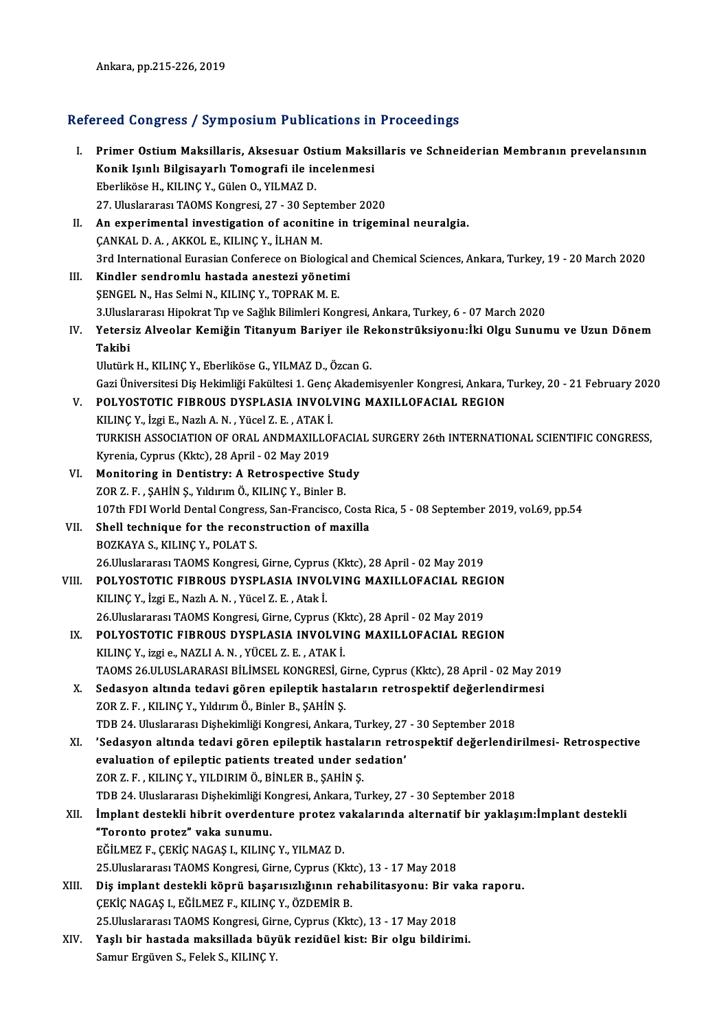Ankara, pp.215-226, 2019

## Refereed Congress / Symposium Publications in Proceedings

I. **Primer Ostium Maksillaris, Aksesuar Ostium Maksillaris ve Schneiderian Membranın prevelansının Konik Işınlı Bilgisayarlı Tomografi ile incelenmesi**
Eberliköse H., KILINÇ Y., Gülen O., YILMAZ D.
27. Uluslararası TAOMS Kongresi, 27 - 30 September 2020

II. **An experimental investigation of aconitine in trigeminal neuralgia.**
ÇANKAL D. A. , AKKOL E., KILINÇ Y., İLHAN M.
3rd International Eurasian Conferece on Biological and Chemical Sciences, Ankara, Turkey, 19 - 20 March 2020

III. **Kindler sendromlu hastada anestezi yönetimi**
ŞENGEL N., Has Selmi N., KILINÇ Y., TOPRAK M. E.
3.Uluslararası Hipokrat Tıp ve Sağlık Bilimleri Kongresi, Ankara, Turkey, 6 - 07 March 2020

IV. **Yetersiz Alveolar Kemiğin Titanyum Bariyer ile Rekonstrüksiyonu:İki Olgu Sunumu ve Uzun Dönem Takibi**
Ulutürk H., KILINÇ Y., Eberliköse G., YILMAZ D., Özcan G.
Gazi Üniversitesi Diş Hekimliği Fakültesi 1. Genç Akademisyenler Kongresi, Ankara, Turkey, 20 - 21 February 2020

V. **POLYOSTOTIC FIBROUS DYSPLASIA INVOLVING MAXILLOFACIAL REGION**
KILINÇ Y., İzgi E., Nazlı A. N. , Yücel Z. E. , ATAK İ.
TURKISH ASSOCIATION OF ORAL ANDMAXILLOFACIAL SURGERY 26th INTERNATIONAL SCIENTIFIC CONGRESS, Kyrenia, Cyprus (Kktc), 28 April - 02 May 2019

VI. **Monitoring in Dentistry: A Retrospective Study**
ZOR Z. F. , ŞAHİN Ş., Yıldırım Ö., KILINÇ Y., Binler B.
107th FDI World Dental Congress, San-Francisco, Costa Rica, 5 - 08 September 2019, vol.69, pp.54

VII. **Shell technique for the reconstruction of maxilla**
BOZKAYA S., KILINÇ Y., POLAT S.
26.Uluslararası TAOMS Kongresi, Girne, Cyprus (Kktc), 28 April - 02 May 2019

VIII. **POLYOSTOTIC FIBROUS DYSPLASIA INVOLVING MAXILLOFACIAL REGION**
KILINÇ Y., İzgi E., Nazlı A. N. , Yücel Z. E. , Atak İ.
26.Uluslararası TAOMS Kongresi, Girne, Cyprus (Kktc), 28 April - 02 May 2019

IX. **POLYOSTOTIC FIBROUS DYSPLASIA INVOLVING MAXILLOFACIAL REGION**
KILINÇ Y., izgi e., NAZLI A. N. , YÜCEL Z. E. , ATAK İ.
TAOMS 26.ULUSLARARASI BİLİMSEL KONGRESİ, Girne, Cyprus (Kktc), 28 April - 02 May 2019

X. **Sedasyon altında tedavi gören epileptik hastaların retrospektif değerlendirmesi**
ZOR Z. F. , KILINÇ Y., Yıldırım Ö., Binler B., ŞAHİN Ş.
TDB 24. Uluslararası Dişhekimliği Kongresi, Ankara, Turkey, 27 - 30 September 2018

XI. **'Sedasyon altında tedavi gören epileptik hastaların retrospektif değerlendirilmesi- Retrospective evaluation of epileptic patients treated under sedation'**
ZOR Z. F. , KILINÇ Y., YILDIRIM Ö., BİNLER B., ŞAHİN Ş.
TDB 24. Uluslararası Dişhekimliği Kongresi, Ankara, Turkey, 27 - 30 September 2018

XII. **İmplant destekli hibrit overdenture protez vakalarında alternatif bir yaklaşım:İmplant destekli "Toronto protez" vaka sunumu.**
EĞİLMEZ F., ÇEKİÇ NAGAŞ I., KILINÇ Y., YILMAZ D.
25.Uluslararası TAOMS Kongresi, Girne, Cyprus (Kktc), 13 - 17 May 2018

XIII. **Diş implant destekli köprü başarısızlığının rehabilitasyonu: Bir vaka raporu.**
ÇEKİÇ NAGAŞ I., EĞİLMEZ F., KILINÇ Y., ÖZDEMİR B.
25.Uluslararası TAOMS Kongresi, Girne, Cyprus (Kktc), 13 - 17 May 2018

XIV. **Yaşlı bir hastada maksillada büyük rezidüel kist: Bir olgu bildirimi.**
Samur Ergüven S., Felek S., KILINÇ Y.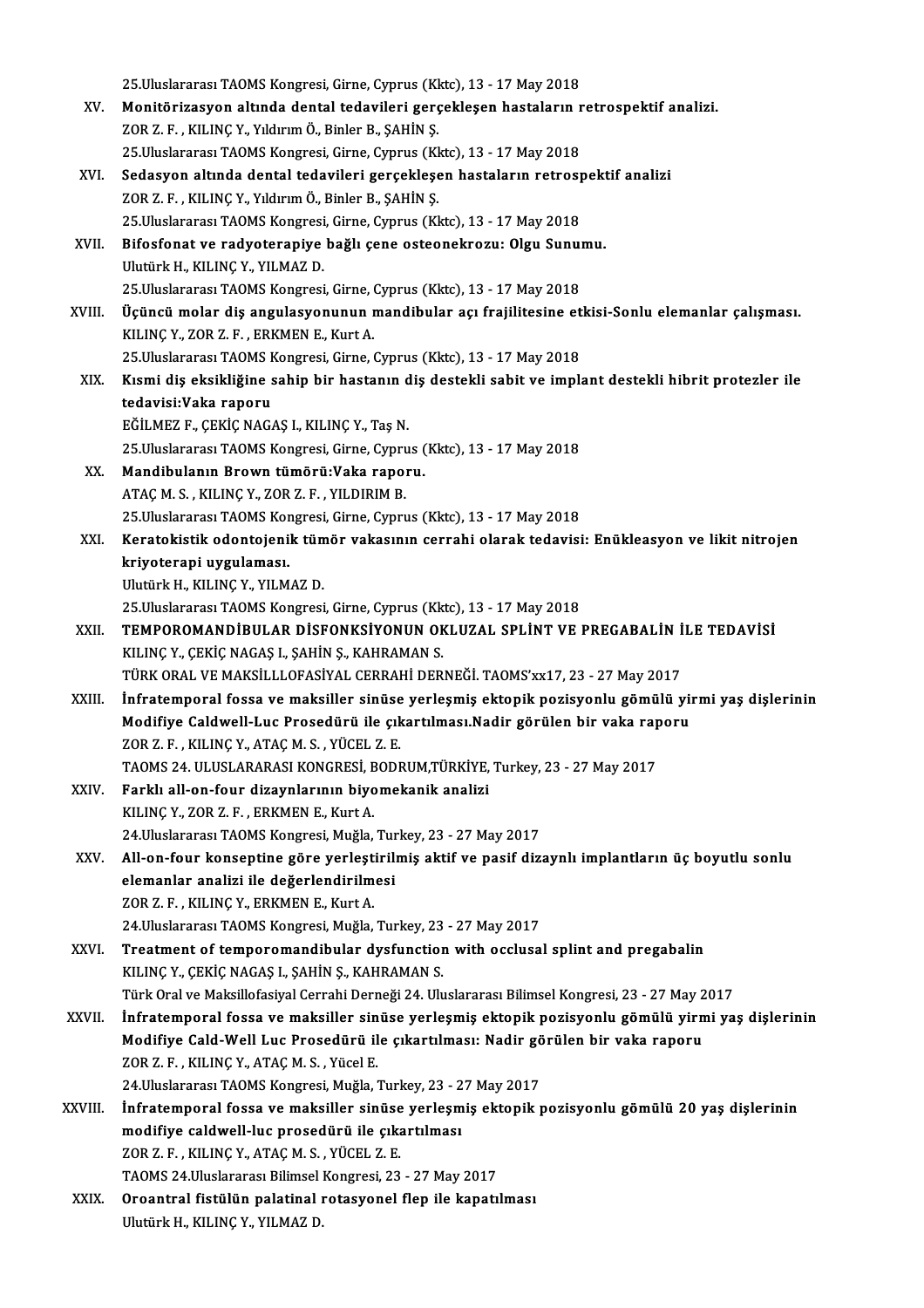25.Uluslararası TAOMS Kongresi, Girne, Cyprus (Kktc), 13 - 17 May 2018

XV. **Monitörizasyon altında dental tedavileri gerçekleşen hastaların retrospektif analizi.**
ZOR Z. F. , KILINÇ Y., Yıldırım Ö., Binler B., ŞAHİN Ş.
25.Uluslararası TAOMS Kongresi, Girne, Cyprus (Kktc), 13 - 17 May 2018

XVI. **Sedasyon altında dental tedavileri gerçekleşen hastaların retrospektif analizi**
ZOR Z. F. , KILINÇ Y., Yıldırım Ö., Binler B., ŞAHİN Ş.
25.Uluslararası TAOMS Kongresi, Girne, Cyprus (Kktc), 13 - 17 May 2018

XVII. **Bifosfonat ve radyoterapiye bağlı çene osteonekrozu: Olgu Sunumu.**
Ulutürk H., KILINÇ Y., YILMAZ D.
25.Uluslararası TAOMS Kongresi, Girne, Cyprus (Kktc), 13 - 17 May 2018

XVIII. **Üçüncü molar diş angulasyonunun mandibular açı frajilitesine etkisi-Sonlu elemanlar çalışması.**
KILINÇ Y., ZOR Z. F. , ERKMEN E., Kurt A.
25.Uluslararası TAOMS Kongresi, Girne, Cyprus (Kktc), 13 - 17 May 2018

XIX. **Kısmi diş eksikliğine sahip bir hastanın diş destekli sabit ve implant destekli hibrit protezler ile tedavisi:Vaka raporu**
EĞİLMEZ F., ÇEKİÇ NAGAŞ I., KILINÇ Y., Taş N.
25.Uluslararası TAOMS Kongresi, Girne, Cyprus (Kktc), 13 - 17 May 2018

XX. **Mandibulanın Brown tümörü:Vaka raporu.**
ATAÇ M. S. , KILINÇ Y., ZOR Z. F. , YILDIRIM B.
25.Uluslararası TAOMS Kongresi, Girne, Cyprus (Kktc), 13 - 17 May 2018

XXI. **Keratokistik odontojenik tümör vakasının cerrahi olarak tedavisi: Enükleasyon ve likit nitrojen kriyoterapi uygulaması.**
Ulutürk H., KILINÇ Y., YILMAZ D.
25.Uluslararası TAOMS Kongresi, Girne, Cyprus (Kktc), 13 - 17 May 2018

XXII. **TEMPOROMANDİBULAR DİSFONKSİYONUN OKLUZAL SPLİNT VE PREGABALİN İLE TEDAVİSİ**
KILINÇ Y., ÇEKİÇ NAGAŞ I., ŞAHİN Ş., KAHRAMAN S.
TÜRK ORAL VE MAKSİLLLOFASİYAL CERRAHİ DERNEĞİ. TAOMS'xx17, 23 - 27 May 2017

XXIII. **İnfratemporal fossa ve maksiller sinüse yerleşmiş ektopik pozisyonlu gömülü yirmi yaş dişlerinin Modifiye Caldwell-Luc Prosedürü ile çıkartılması.Nadir görülen bir vaka raporu**
ZOR Z. F. , KILINÇ Y., ATAÇ M. S. , YÜCEL Z. E.
TAOMS 24. ULUSLARARASI KONGRESİ, BODRUM,TÜRKİYE, Turkey, 23 - 27 May 2017

XXIV. **Farklı all-on-four dizaynlarının biyomekanik analizi**
KILINÇ Y., ZOR Z. F. , ERKMEN E., Kurt A.
24.Uluslararası TAOMS Kongresi, Muğla, Turkey, 23 - 27 May 2017

XXV. **All-on-four konseptine göre yerleştirilmiş aktif ve pasif dizaynlı implantların üç boyutlu sonlu elemanlar analizi ile değerlendirilmesi**
ZOR Z. F. , KILINÇ Y., ERKMEN E., Kurt A.
24.Uluslararası TAOMS Kongresi, Muğla, Turkey, 23 - 27 May 2017

XXVI. **Treatment of temporomandibular dysfunction with occlusal splint and pregabalin**
KILINÇ Y., ÇEKİÇ NAGAŞ I., ŞAHİN Ş., KAHRAMAN S.
Türk Oral ve Maksillofasiyal Cerrahi Derneği 24. Uluslararası Bilimsel Kongresi, 23 - 27 May 2017

XXVII. **İnfratemporal fossa ve maksiller sinüse yerleşmiş ektopik pozisyonlu gömülü yirmi yaş dişlerinin Modifiye Cald-Well Luc Prosedürü ile çıkartılması: Nadir görülen bir vaka raporu**
ZOR Z. F. , KILINÇ Y., ATAÇ M. S. , Yücel E.
24.Uluslararası TAOMS Kongresi, Muğla, Turkey, 23 - 27 May 2017

XXVIII. **İnfratemporal fossa ve maksiller sinüse yerleşmiş ektopik pozisyonlu gömülü 20 yaş dişlerinin modifiye caldwell-luc prosedürü ile çıkartılması**
ZOR Z. F. , KILINÇ Y., ATAÇ M. S. , YÜCEL Z. E.
TAOMS 24.Uluslararası Bilimsel Kongresi, 23 - 27 May 2017

XXIX. **Oroantral fistülün palatinal rotasyonel flep ile kapatılması**
Ulutürk H., KILINÇ Y., YILMAZ D.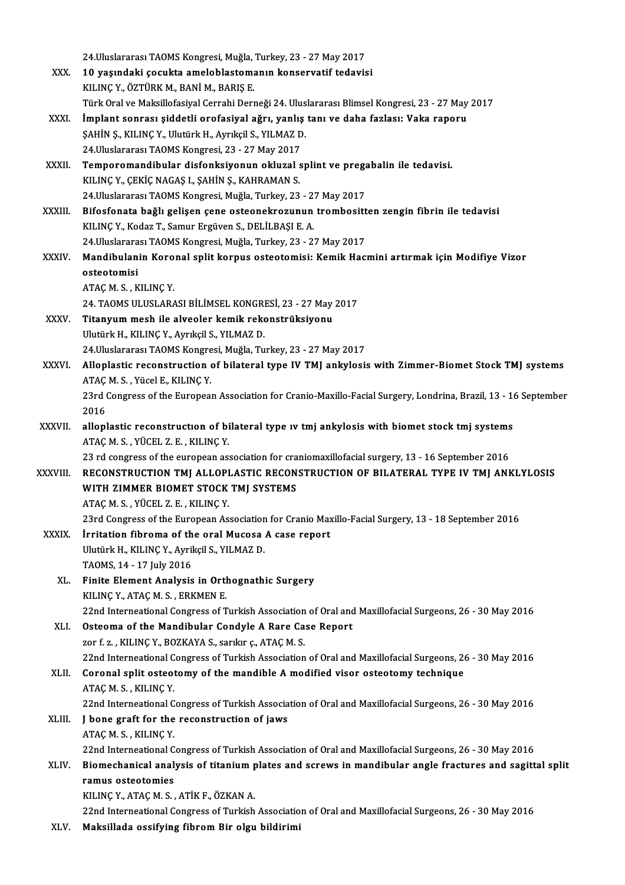24.Uluslararası TAOMS Kongresi, Muğla, Turkey, 23 - 27 May 2017

XXX. **10 yaşındaki çocukta ameloblastomanın konservatif tedavisi**
KILINÇ Y., ÖZTÜRK M., BANİ M., BARIŞ E.
Türk Oral ve Maksillofasiyal Cerrahi Derneği 24. Uluslararası Blimsel Kongresi, 23 - 27 May 2017

XXXI. **İmplant sonrası şiddetli orofasiyal ağrı, yanlış tanı ve daha fazlası: Vaka raporu**
ŞAHİN Ş., KILINÇ Y., Ulutürk H., Ayrıkçil S., YILMAZ D.
24.Uluslararası TAOMS Kongresi, 23 - 27 May 2017

XXXII. **Temporomandibular disfonksiyonun okluzal splint ve pregabalin ile tedavisi.**
KILINÇ Y., ÇEKİÇ NAGAŞ I., ŞAHİN Ş., KAHRAMAN S.
24.Uluslararası TAOMS Kongresi, Muğla, Turkey, 23 - 27 May 2017

XXXIII. **Bifosfonata bağlı gelişen çene osteonekrozunun trombositten zengin fibrin ile tedavisi**
KILINÇ Y., Kodaz T., Samur Ergüven S., DELİLBAŞI E. A.
24.Uluslararası TAOMS Kongresi, Muğla, Turkey, 23 - 27 May 2017

XXXIV. **Mandibulanin Koronal split korpus osteotomisi: Kemik Hacmini artırmak için Modifiye Vizor osteotomisi**
ATAÇ M. S. , KILINÇ Y.
24. TAOMS ULUSLARASI BİLİMSEL KONGRESİ, 23 - 27 May 2017

XXXV. **Titanyum mesh ile alveoler kemik rekonstrüksiyonu**
Ulutürk H., KILINÇ Y., Ayrıkçil S., YILMAZ D.
24.Uluslararası TAOMS Kongresi, Muğla, Turkey, 23 - 27 May 2017

XXXVI. **Alloplastic reconstruction of bilateral type IV TMJ ankylosis with Zimmer-Biomet Stock TMJ systems**
ATAÇ M. S. , Yücel E., KILINÇ Y.
23rd Congress of the European Association for Cranio-Maxillo-Facial Surgery, Londrina, Brazil, 13 - 16 September 2016

XXXVII. **alloplastic reconstructıon of bilateral type ıv tmj ankylosis with biomet stock tmj systems**
ATAÇ M. S. , YÜCEL Z. E. , KILINÇ Y.
23 rd congress of the european association for craniomaxillofacial surgery, 13 - 16 September 2016

XXXVIII. **RECONSTRUCTION TMJ ALLOPLASTIC RECONSTRUCTION OF BILATERAL TYPE IV TMJ ANKLYLOSIS WITH ZIMMER BIOMET STOCK TMJ SYSTEMS**
ATAÇ M. S. , YÜCEL Z. E. , KILINÇ Y.
23rd Congress of the European Association for Cranio Maxillo-Facial Surgery, 13 - 18 September 2016

XXXIX. **İrritation fibroma of the oral Mucosa A case report**
Ulutürk H., KILINÇ Y., Ayrikçil S., YILMAZ D.
TAOMS, 14 - 17 July 2016

XL. **Finite Element Analysis in Orthognathic Surgery**
KILINÇ Y., ATAÇ M. S. , ERKMEN E.
22nd Interneational Congress of Turkish Association of Oral and Maxillofacial Surgeons, 26 - 30 May 2016

XLI. **Osteoma of the Mandibular Condyle A Rare Case Report**
zor f. z. , KILINÇ Y., BOZKAYA S., sarıkır ç., ATAÇ M. S.
22nd Interneational Congress of Turkish Association of Oral and Maxillofacial Surgeons, 26 - 30 May 2016

XLII. **Coronal split osteotomy of the mandible A modified visor osteotomy technique**
ATAÇ M. S. , KILINÇ Y.
22nd Interneational Congress of Turkish Association of Oral and Maxillofacial Surgeons, 26 - 30 May 2016

XLIII. **J bone graft for the reconstruction of jaws**
ATAÇ M. S. , KILINÇ Y.
22nd Interneational Congress of Turkish Association of Oral and Maxillofacial Surgeons, 26 - 30 May 2016

XLIV. **Biomechanical analysis of titanium plates and screws in mandibular angle fractures and sagittal split ramus osteotomies**
KILINÇ Y., ATAÇ M. S. , ATİK F., ÖZKAN A.
22nd Interneational Congress of Turkish Association of Oral and Maxillofacial Surgeons, 26 - 30 May 2016

XLV. **Maksillada ossifying fibrom Bir olgu bildirimi**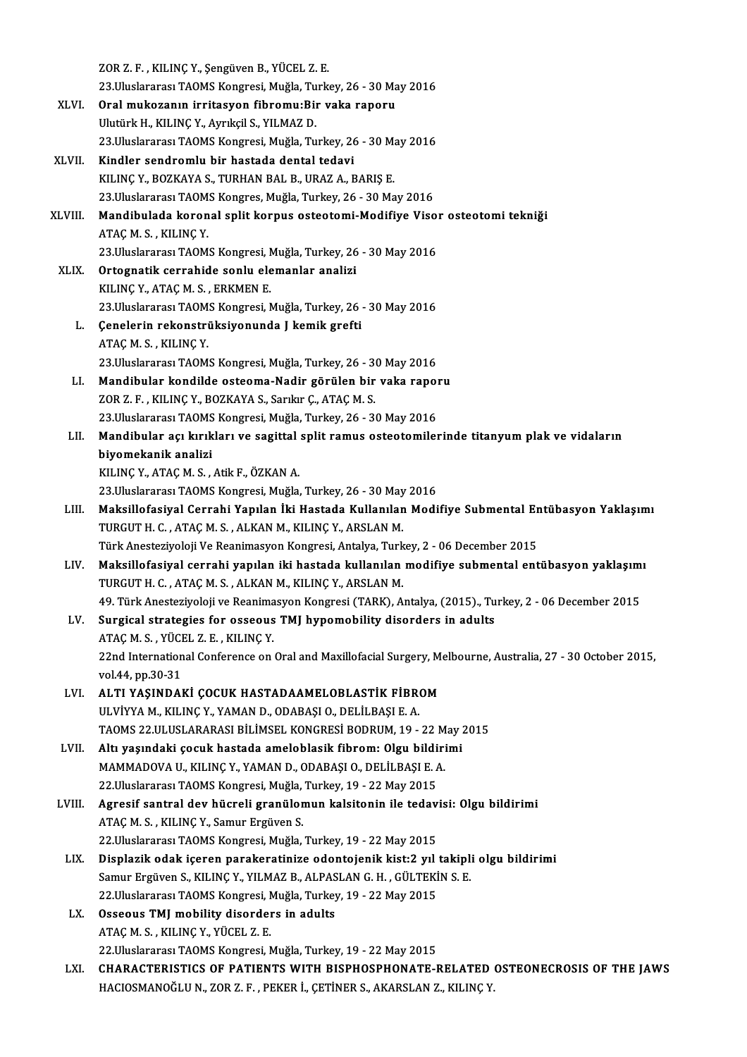ZOR Z. F. , KILINÇ Y., Şengüven B., YÜCEL Z. E.
23.Uluslararası TAOMS Kongresi, Muğla, Turkey, 26 - 30 May 2016

XLVI. **Oral mukozanın irritasyon fibromu:Bir vaka raporu**
Ulutürk H., KILINÇ Y., Ayrıkçil S., YILMAZ D.
23.Uluslararası TAOMS Kongresi, Muğla, Turkey, 26 - 30 May 2016

XLVII. **Kindler sendromlu bir hastada dental tedavi**
KILINÇ Y., BOZKAYA S., TURHAN BAL B., URAZ A., BARIŞ E.
23.Uluslararası TAOMS Kongres, Muğla, Turkey, 26 - 30 May 2016

XLVIII. **Mandibulada koronal split korpus osteotomi-Modifiye Visor osteotomi tekniği**
ATAÇ M. S. , KILINÇ Y.
23.Uluslararası TAOMS Kongresi, Muğla, Turkey, 26 - 30 May 2016

XLIX. **Ortognatik cerrahide sonlu elemanlar analizi**
KILINÇ Y., ATAÇ M. S. , ERKMEN E.
23.Uluslararası TAOMS Kongresi, Muğla, Turkey, 26 - 30 May 2016

L. **Çenelerin rekonstrüksiyonunda J kemik grefti**
ATAÇ M. S. , KILINÇ Y.
23.Uluslararası TAOMS Kongresi, Muğla, Turkey, 26 - 30 May 2016

LI. **Mandibular kondilde osteoma-Nadir görülen bir vaka raporu**
ZOR Z. F. , KILINÇ Y., BOZKAYA S., Sarıkır Ç., ATAÇ M. S.
23.Uluslararası TAOMS Kongresi, Muğla, Turkey, 26 - 30 May 2016

LII. **Mandibular açı kırıkları ve sagittal split ramus osteotomilerinde titanyum plak ve vidaların biyomekanik analizi**
KILINÇ Y., ATAÇ M. S. , Atik F., ÖZKAN A.
23.Uluslararası TAOMS Kongresi, Muğla, Turkey, 26 - 30 May 2016

LIII. **Maksillofasiyal Cerrahi Yapılan İki Hastada Kullanılan Modifiye Submental Entübasyon Yaklaşımı**
TURGUT H. C. , ATAÇ M. S. , ALKAN M., KILINÇ Y., ARSLAN M.
Türk Anesteziyoloji Ve Reanimasyon Kongresi, Antalya, Turkey, 2 - 06 December 2015

LIV. **Maksillofasiyal cerrahi yapılan iki hastada kullanılan modifiye submental entübasyon yaklaşımı**
TURGUT H. C. , ATAÇ M. S. , ALKAN M., KILINÇ Y., ARSLAN M.
49. Türk Anesteziyoloji ve Reanimasyon Kongresi (TARK), Antalya, (2015)., Turkey, 2 - 06 December 2015

LV. **Surgical strategies for osseous TMJ hypomobility disorders in adults**
ATAÇ M. S. , YÜCEL Z. E. , KILINÇ Y.
22nd International Conference on Oral and Maxillofacial Surgery, Melbourne, Australia, 27 - 30 October 2015, vol.44, pp.30-31

LVI. **ALTI YAŞINDAKİ ÇOCUK HASTADAAMELOBLASTİK FİBROM**
ULVİYYA M., KILINÇ Y., YAMAN D., ODABAŞI O., DELİLBAŞI E. A.
TAOMS 22.ULUSLARARASI BİLİMSEL KONGRESİ BODRUM, 19 - 22 May 2015

LVII. **Altı yaşındaki çocuk hastada ameloblasik fibrom: Olgu bildirimi**
MAMMADOVA U., KILINÇ Y., YAMAN D., ODABAŞI O., DELİLBAŞI E. A.
22.Uluslararası TAOMS Kongresi, Muğla, Turkey, 19 - 22 May 2015

LVIII. **Agresif santral dev hücreli granülomun kalsitonin ile tedavisi: Olgu bildirimi**
ATAÇ M. S. , KILINÇ Y., Samur Ergüven S.
22.Uluslararası TAOMS Kongresi, Muğla, Turkey, 19 - 22 May 2015

LIX. **Displazik odak içeren parakeratinize odontojenik kist:2 yıl takipli olgu bildirimi**
Samur Ergüven S., KILINÇ Y., YILMAZ B., ALPASLAN G. H. , GÜLTEKİN S. E.
22.Uluslararası TAOMS Kongresi, Muğla, Turkey, 19 - 22 May 2015

LX. **Osseous TMJ mobility disorders in adults**
ATAÇ M. S. , KILINÇ Y., YÜCEL Z. E.
22.Uluslararası TAOMS Kongresi, Muğla, Turkey, 19 - 22 May 2015

LXI. **CHARACTERISTICS OF PATIENTS WITH BISPHOSPHONATE-RELATED OSTEONECROSIS OF THE JAWS**
HACIOSMANOĞLU N., ZOR Z. F. , PEKER İ., ÇETİNER S., AKARSLAN Z., KILINÇ Y.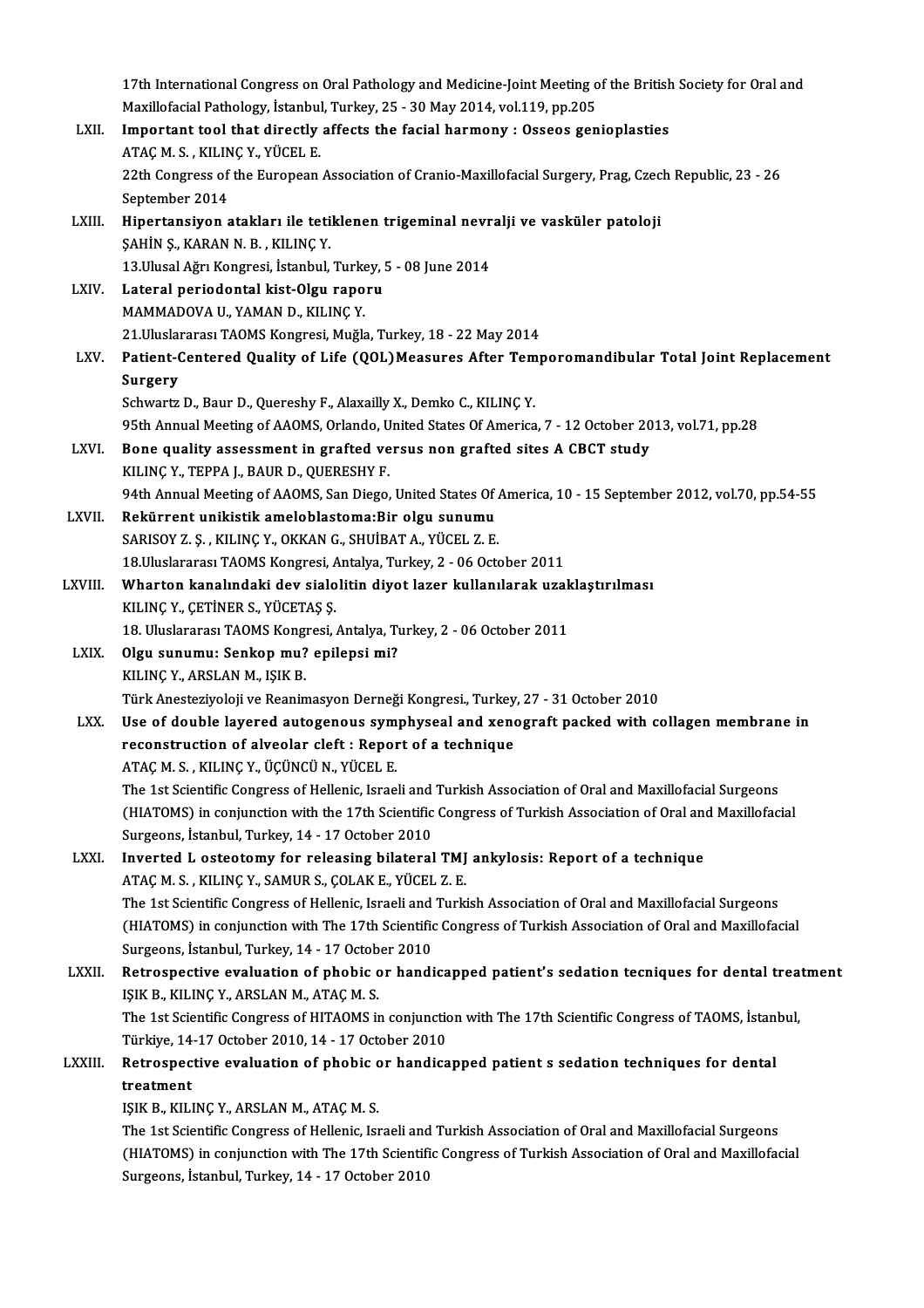17th International Congress on Oral Pathology and Medicine-Joint Meeting of the British Society for Oral and Maxillofacial Pathology, İstanbul, Turkey, 25 - 30 May 2014, vol.119, pp.205

LXII. **Important tool that directly affects the facial harmony : Osseos genioplasties**
ATAÇ M. S. , KILINÇ Y., YÜCEL E.
22th Congress of the European Association of Cranio-Maxillofacial Surgery, Prag, Czech Republic, 23 - 26 September 2014

LXIII. **Hipertansiyon atakları ile tetiklenen trigeminal nevralji ve vasküler patoloji**
ŞAHİN Ş., KARAN N. B. , KILINÇ Y.
13.Ulusal Ağrı Kongresi, İstanbul, Turkey, 5 - 08 June 2014

LXIV. **Lateral periodontal kist-Olgu raporu**
MAMMADOVA U., YAMAN D., KILINÇ Y.
21.Uluslararası TAOMS Kongresi, Muğla, Turkey, 18 - 22 May 2014

LXV. **Patient-Centered Quality of Life (QOL)Measures After Temporomandibular Total Joint Replacement Surgery**
Schwartz D., Baur D., Quereshy F., Alaxailly X., Demko C., KILINÇ Y.
95th Annual Meeting of AAOMS, Orlando, United States Of America, 7 - 12 October 2013, vol.71, pp.28

LXVI. **Bone quality assessment in grafted versus non grafted sites A CBCT study**
KILINÇ Y., TEPPA J., BAUR D., QUERESHY F.
94th Annual Meeting of AAOMS, San Diego, United States Of America, 10 - 15 September 2012, vol.70, pp.54-55

LXVII. **Rekürrent unikistik ameloblastoma:Bir olgu sunumu**
SARISOY Z. Ş. , KILINÇ Y., OKKAN G., SHUİBAT A., YÜCEL Z. E.
18.Uluslararası TAOMS Kongresi, Antalya, Turkey, 2 - 06 October 2011

LXVIII. **Wharton kanalındaki dev sialolitin diyot lazer kullanılarak uzaklaştırılması**
KILINÇ Y., ÇETİNER S., YÜCETAŞ Ş.
18. Uluslararası TAOMS Kongresi, Antalya, Turkey, 2 - 06 October 2011

LXIX. **Olgu sunumu: Senkop mu? epilepsi mi?**
KILINÇ Y., ARSLAN M., IŞIK B.
Türk Anesteziyoloji ve Reanimasyon Derneği Kongresi., Turkey, 27 - 31 October 2010

LXX. **Use of double layered autogenous symphyseal and xenograft packed with collagen membrane in reconstruction of alveolar cleft : Report of a technique**
ATAÇ M. S. , KILINÇ Y., ÜÇÜNCÜ N., YÜCEL E.
The 1st Scientific Congress of Hellenic, Israeli and Turkish Association of Oral and Maxillofacial Surgeons (HIATOMS) in conjunction with the 17th Scientific Congress of Turkish Association of Oral and Maxillofacial Surgeons, İstanbul, Turkey, 14 - 17 October 2010

LXXI. **Inverted L osteotomy for releasing bilateral TMJ ankylosis: Report of a technique**
ATAÇ M. S. , KILINÇ Y., SAMUR S., ÇOLAK E., YÜCEL Z. E.
The 1st Scientific Congress of Hellenic, Israeli and Turkish Association of Oral and Maxillofacial Surgeons (HIATOMS) in conjunction with The 17th Scientific Congress of Turkish Association of Oral and Maxillofacial Surgeons, İstanbul, Turkey, 14 - 17 October 2010

LXXII. **Retrospective evaluation of phobic or handicapped patient's sedation tecniques for dental treatment**
IŞIK B., KILINÇ Y., ARSLAN M., ATAÇ M. S.
The 1st Scientific Congress of HITAOMS in conjunction with The 17th Scientific Congress of TAOMS, İstanbul, Türkiye, 14-17 October 2010, 14 - 17 October 2010

LXXIII. **Retrospective evaluation of phobic or handicapped patient s sedation techniques for dental treatment**
IŞIK B., KILINÇ Y., ARSLAN M., ATAÇ M. S.
The 1st Scientific Congress of Hellenic, Israeli and Turkish Association of Oral and Maxillofacial Surgeons (HIATOMS) in conjunction with The 17th Scientific Congress of Turkish Association of Oral and Maxillofacial Surgeons, İstanbul, Turkey, 14 - 17 October 2010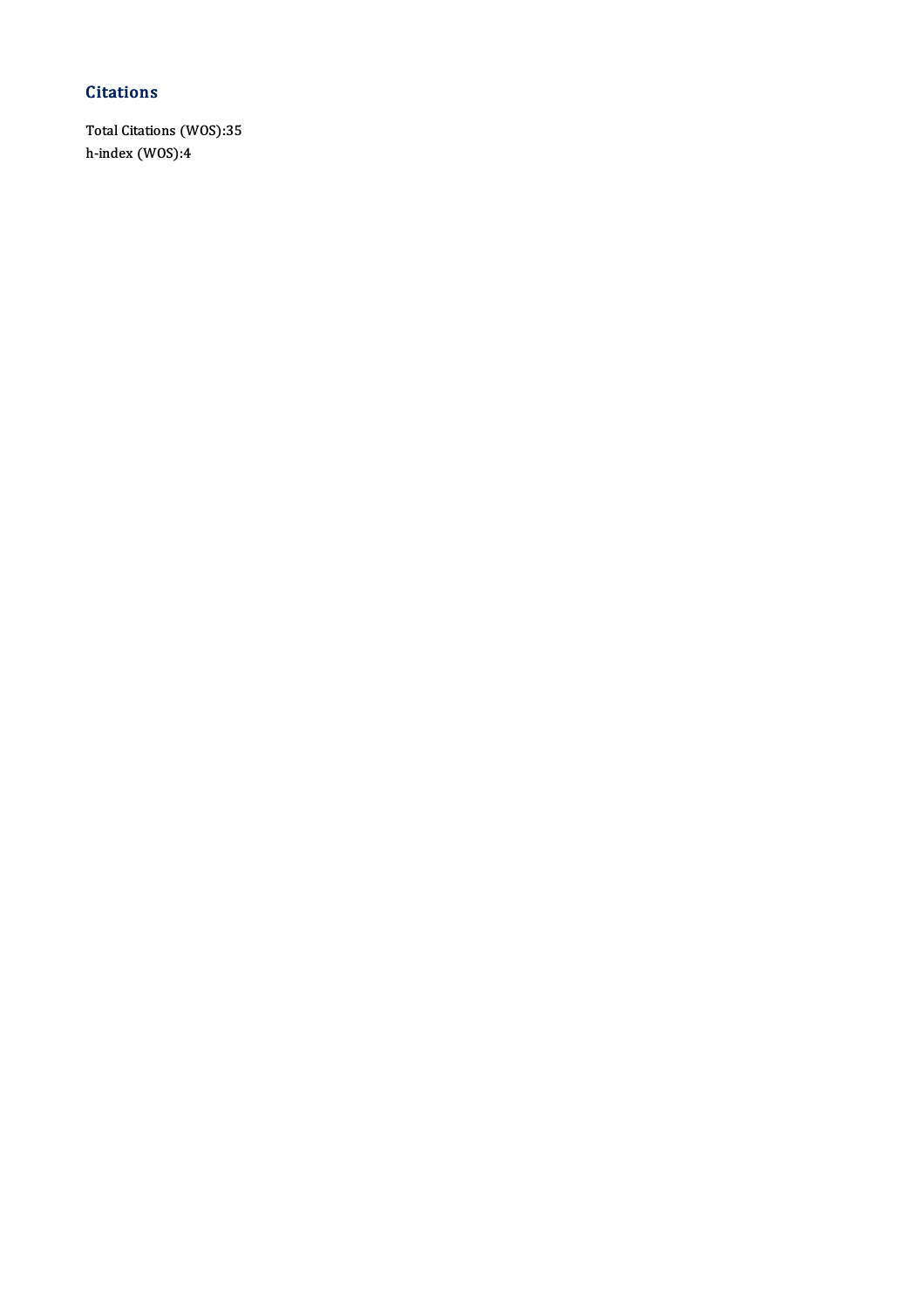## Citations

Total Citations (WOS):35
h-index (WOS):4